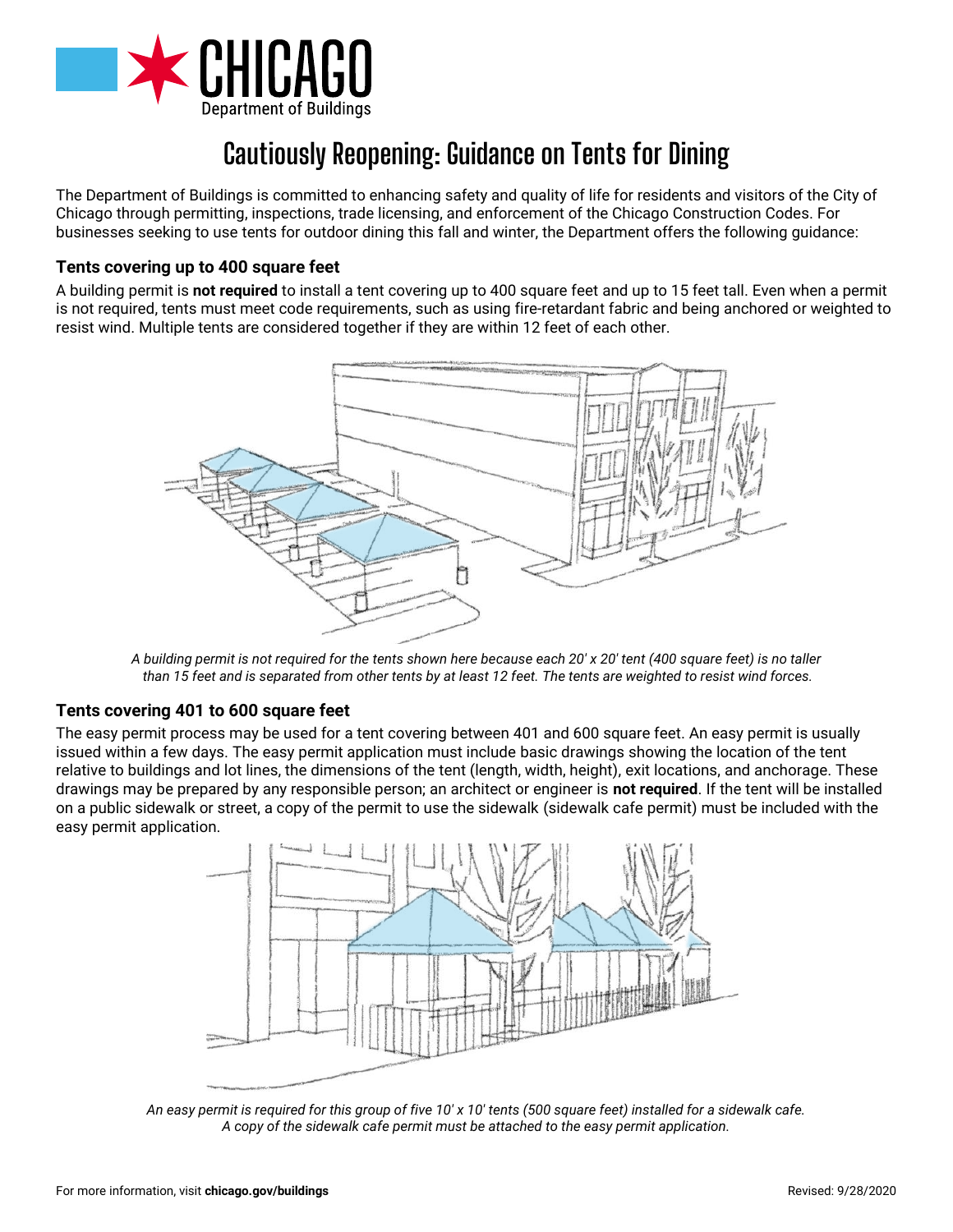CHICAGO
Department of Buildings

# Cautiously Reopening: Guidance on Tents for Dining

The Department of Buildings is committed to enhancing safety and quality of life for residents and visitors of the City of Chicago through permitting, inspections, trade licensing, and enforcement of the Chicago Construction Codes. For businesses seeking to use tents for outdoor dining this fall and winter, the Department offers the following guidance:

### Tents covering up to 400 square feet

A building permit is **not required** to install a tent covering up to 400 square feet and up to 15 feet tall. Even when a permit is not required, tents must meet code requirements, such as using fire-retardant fabric and being anchored or weighted to resist wind. Multiple tents are considered together if they are within 12 feet of each other.

*A building permit is not required for the tents shown here because each 20' x 20' tent (400 square feet) is no taller than 15 feet and is separated from other tents by at least 12 feet. The tents are weighted to resist wind forces.*

### Tents covering 401 to 600 square feet

The easy permit process may be used for a tent covering between 401 and 600 square feet. An easy permit is usually issued within a few days. The easy permit application must include basic drawings showing the location of the tent relative to buildings and lot lines, the dimensions of the tent (length, width, height), exit locations, and anchorage. These drawings may be prepared by any responsible person; an architect or engineer is **not required**. If the tent will be installed on a public sidewalk or street, a copy of the permit to use the sidewalk (sidewalk cafe permit) must be included with the easy permit application.

*An easy permit is required for this group of five 10' x 10' tents (500 square feet) installed for a sidewalk cafe. A copy of the sidewalk cafe permit must be attached to the easy permit application.*

For more information, visit **chicago.gov/buildings**

Revised: 9/28/2020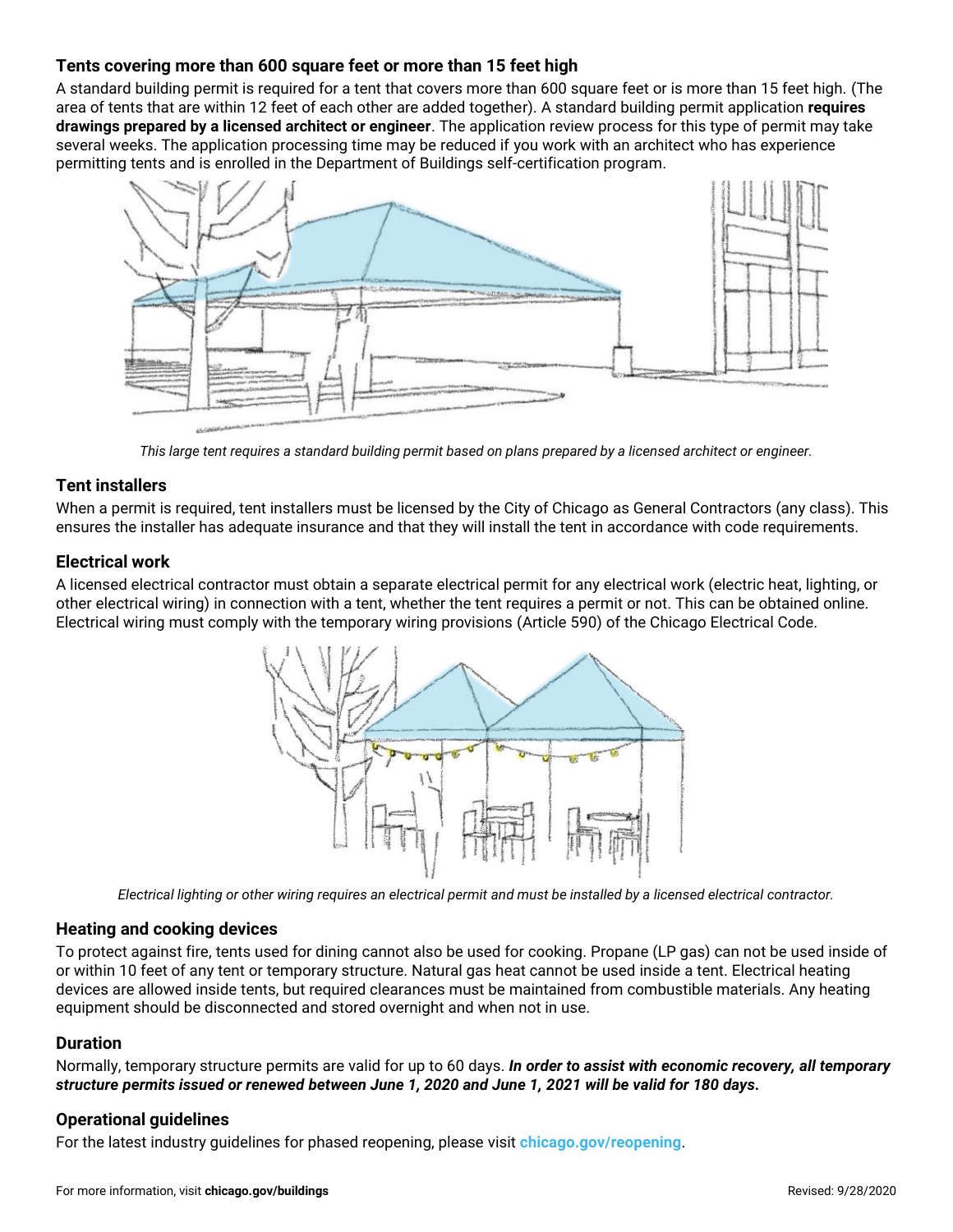### Tents covering more than 600 square feet or more than 15 feet high

A standard building permit is required for a tent that covers more than 600 square feet or is more than 15 feet high. (The area of tents that are within 12 feet of each other are added together). A standard building permit application **requires drawings prepared by a licensed architect or engineer**. The application review process for this type of permit may take several weeks. The application processing time may be reduced if you work with an architect who has experience permitting tents and is enrolled in the Department of Buildings self-certification program.

*This large tent requires a standard building permit based on plans prepared by a licensed architect or engineer.*

### Tent installers

When a permit is required, tent installers must be licensed by the City of Chicago as General Contractors (any class). This ensures the installer has adequate insurance and that they will install the tent in accordance with code requirements.

### Electrical work

A licensed electrical contractor must obtain a separate electrical permit for any electrical work (electric heat, lighting, or other electrical wiring) in connection with a tent, whether the tent requires a permit or not. This can be obtained online. Electrical wiring must comply with the temporary wiring provisions (Article 590) of the Chicago Electrical Code.

*Electrical lighting or other wiring requires an electrical permit and must be installed by a licensed electrical contractor.*

### Heating and cooking devices

To protect against fire, tents used for dining cannot also be used for cooking. Propane (LP gas) can not be used inside of or within 10 feet of any tent or temporary structure. Natural gas heat cannot be used inside a tent. Electrical heating devices are allowed inside tents, but required clearances must be maintained from combustible materials. Any heating equipment should be disconnected and stored overnight and when not in use.

### Duration

Normally, temporary structure permits are valid for up to 60 days. ***In order to assist with economic recovery, all temporary structure permits issued or renewed between June 1, 2020 and June 1, 2021 will be valid for 180 days.***

### Operational guidelines

For the latest industry guidelines for phased reopening, please visit **chicago.gov/reopening**.

For more information, visit **chicago.gov/buildings**

Revised: 9/28/2020